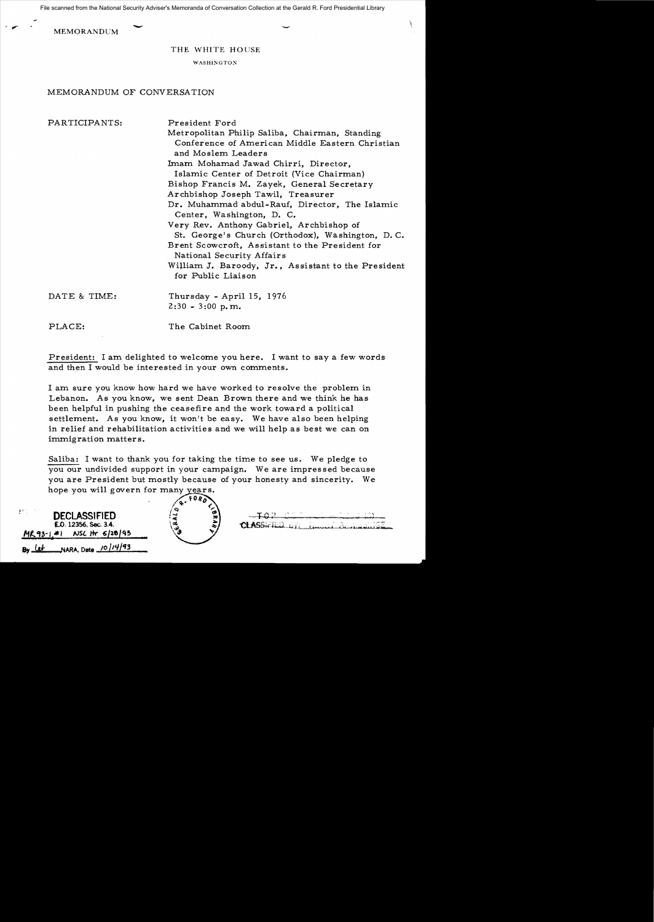File scanned from the National Security Adviser's Memoranda of Conversation Collection at the Gerald R. Ford Presidential Library

MEMORANDUM

THE WHITE HOUSE

WASHINGTON

MEMORANDUM OF CONVERSATION

| | |
|---|---|
| PARTICIPANTS: | President Ford<br>Metropolitan Philip Saliba, Chairman, Standing Conference of American Middle Eastern Christian and Moslem Leaders<br>Imam Mohamad Jawad Chirri, Director, Islamic Center of Detroit (Vice Chairman)<br>Bishop Francis M. Zayek, General Secretary<br>Archbishop Joseph Tawil, Treasurer<br>Dr. Muhammad abdul-Rauf, Director, The Islamic Center, Washington, D. C.<br>Very Rev. Anthony Gabriel, Archbishop of St. George's Church (Orthodox), Washington, D. C.<br>Brent Scowcroft, Assistant to the President for National Security Affairs<br>William J. Baroody, Jr., Assistant to the President for Public Liaison |
| DATE & TIME: | Thursday - April 15, 1976<br>2:30 - 3:00 p.m. |
| PLACE: | The Cabinet Room |

President: I am delighted to welcome you here. I want to say a few words and then I would be interested in your own comments.

I am sure you know how hard we have worked to resolve the problem in Lebanon. As you know, we sent Dean Brown there and we think he has been helpful in pushing the ceasefire and the work toward a political settlement. As you know, it won't be easy. We have also been helping in relief and rehabilitation activities and we will help as best we can on immigration matters.

Saliba: I want to thank you for taking the time to see us. We pledge to you our undivided support in your campaign. We are impressed because you are President but mostly because of your honesty and sincerity. We hope you will govern for many years.

DECLASSIFIED
E.O. 12356, Sec. 3.4.
MR 93-1, #1 NSC ltr 6/28/93
By [illegible] NARA, Date 10/14/93

TOP SECRET
CLASSIFIED BY [illegible]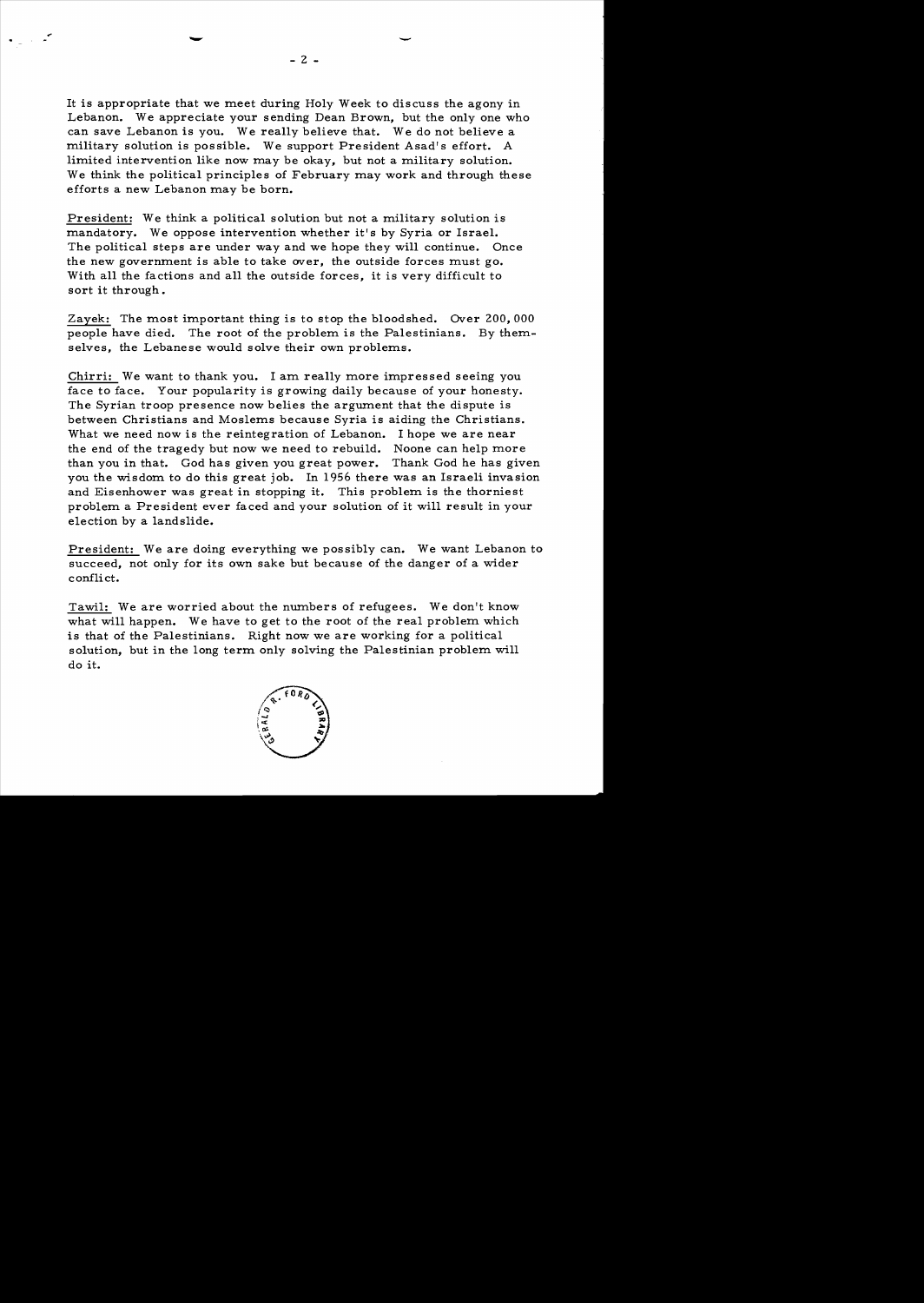It is appropriate that we meet during Holy Week to discuss the agony in Lebanon. We appreciate your sending Dean Brown, but the only one who can save Lebanon is you. We really believe that. We do not believe a military solution is possible. We support President Asad's effort. A limited intervention like now may be okay, but not a military solution. We think the political principles of February may work and through these efforts a new Lebanon may be born.

President: We think a political solution but not a military solution is mandatory. We oppose intervention whether it's by Syria or Israel. The political steps are under way and we hope they will continue. Once the new government is able to take over, the outside forces must go. With all the factions and all the outside forces, it is very difficult to sort it through.

Zayek: The most important thing is to stop the bloodshed. Over 200,000 people have died. The root of the problem is the Palestinians. By themselves, the Lebanese would solve their own problems.

Chirri: We want to thank you. I am really more impressed seeing you face to face. Your popularity is growing daily because of your honesty. The Syrian troop presence now belies the argument that the dispute is between Christians and Moslems because Syria is aiding the Christians. What we need now is the reintegration of Lebanon. I hope we are near the end of the tragedy but now we need to rebuild. Noone can help more than you in that. God has given you great power. Thank God he has given you the wisdom to do this great job. In 1956 there was an Israeli invasion and Eisenhower was great in stopping it. This problem is the thorniest problem a President ever faced and your solution of it will result in your election by a landslide.

President: We are doing everything we possibly can. We want Lebanon to succeed, not only for its own sake but because of the danger of a wider conflict.

Tawil: We are worried about the numbers of refugees. We don't know what will happen. We have to get to the root of the real problem which is that of the Palestinians. Right now we are working for a political solution, but in the long term only solving the Palestinian problem will do it.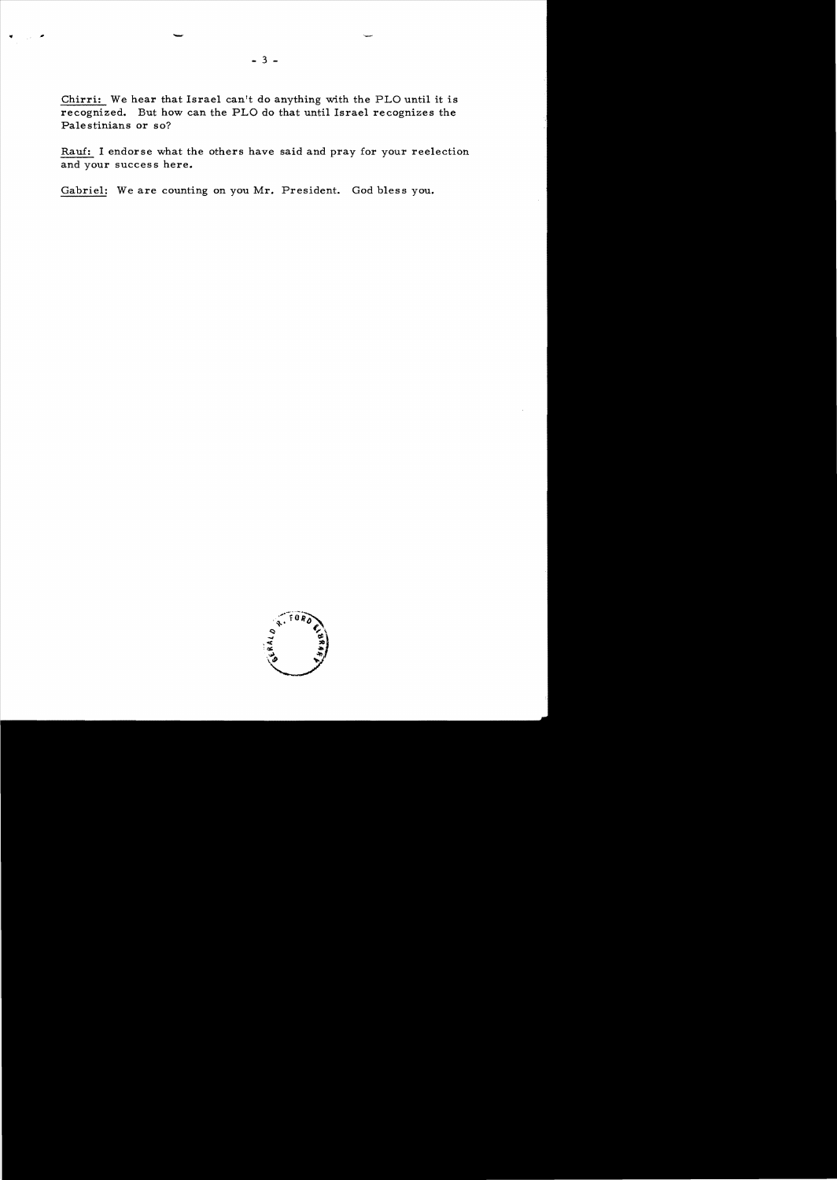<u>Chirri:</u> We hear that Israel can't do anything with the PLO until it is recognized. But how can the PLO do that until Israel recognizes the Palestinians or so?

<u>Rauf:</u> I endorse what the others have said and pray for your reelection and your success here.

<u>Gabriel:</u> We are counting on you Mr. President. God bless you.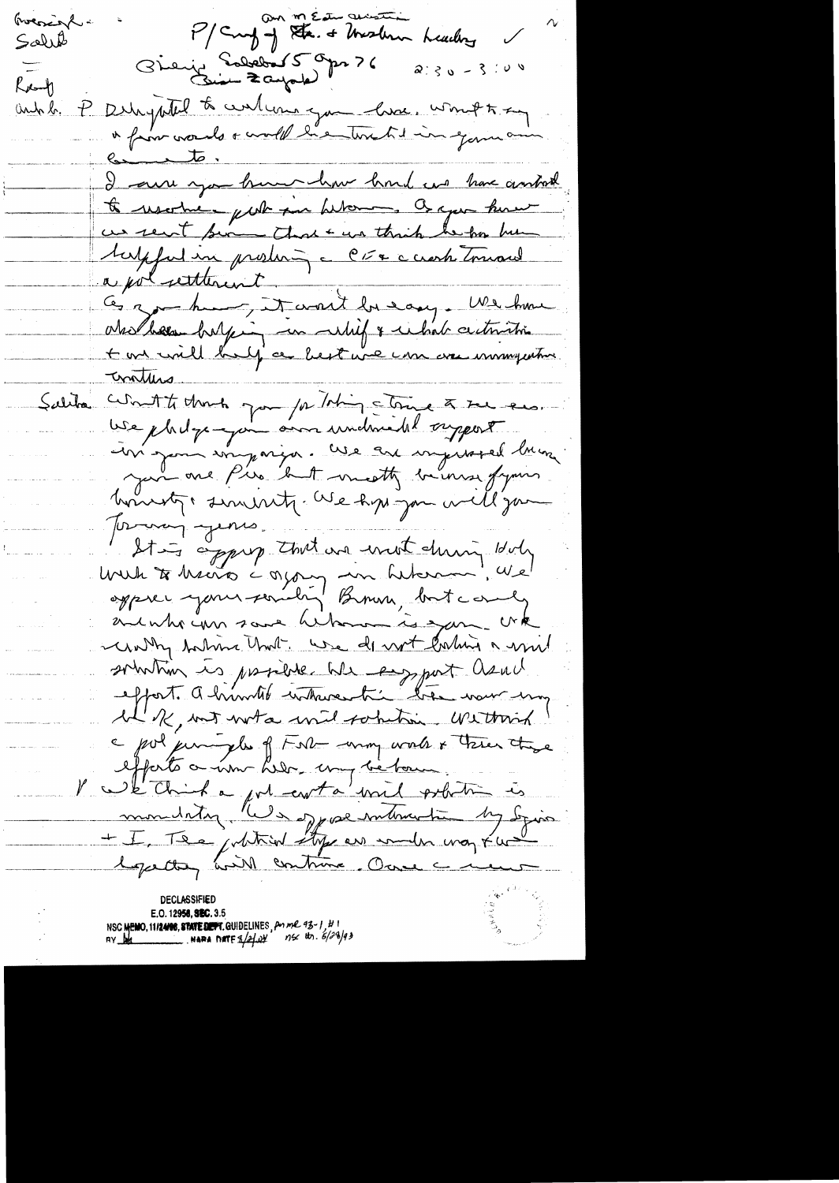Greeting - Saleh

Kent

Ambass.

P/ Conf of Sec. + Moslem Leaders ✓

on ME situation

Bisharas Saleh 5 Apr 76 2:30 - 3:00

(Brian Zaydah)

P Delighted to welcome you here. Want to say a few words & would be interested in your comments.

I am sure you know how hard we have worked to resolve problem in Lebanon. As you know we sent Brown there & we think he has been helpful in pushing a CF & a work toward a pol settlement.

As you know, it won't be easy. We have also been helping in relief & rehab activities & we will help as best we can on immigration matters.

Saleh Want to thank you for taking time to see us. We pledge you our undivided support in your campaign. We are impressed by you not as Pres but mostly because of your honesty & sincerity. We hope you will govern for many years.

It is appropriate that we meet during Holy Week & Easter. Agony in Lebanon. We appreciate your sending Brown, but can only anticipate someone who can save Lebanon is you. We really believe that. We do not believe a mil solution is possible. We support Asad effort. A limited intervention has now more or less OK, but not a mil solution. We think a pol principle of Ford - in any words & these three efforts a new Leb. may be born.

P We think a pol not a mil solution is mandatory. We oppose intervention by Syria + I. These political steps are under way & we hopefully will continue. Once a new

DECLASSIFIED
E.O. 12958, SEC. 3.5
NSC MEMO, 11/24/98, STATE DEPT. GUIDELINES, per ME 93-1, #1
BY [initials] NARA DATE 1/2/04 NSC Ltr. 6/28/93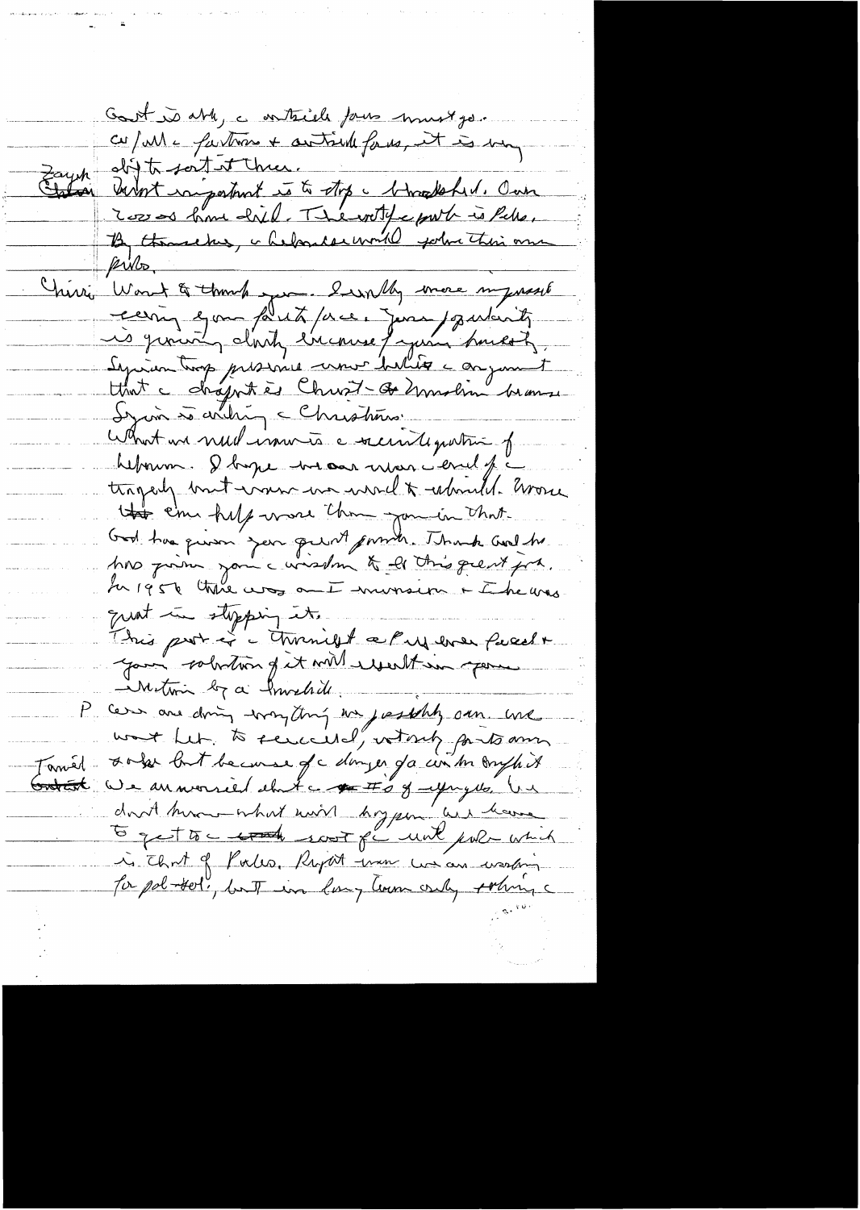Govt is able, the antiche forces must go.

C/all the factions + outside forces, it is very diff to sort it there.

Zayek Chstian: Most important is to stop the bloodshed. Over 20000 have died. The most fr part is Pals. By themselves, the Lebanese would solve their own probs.

Chiri: Want to thank you. I was very more impressed seeing your fluent face. Your popularity is growing daily because of your honesty. Syrian troop presence now belies the argument that the dispute is Christ-Moslem because Syria is aiding the Christians.

What we need now is the reconstruction of Lebanon. I hope we can now end of the tragedy but now we need to rebuild. None that can help more than you in that. God has given you great power. Thank God he has given you the wisdom to do this great job. In 1958 there was an invasion + Ike was great in stopping it.

This part is the thornist and I will ever forget + your solution of it will result in your election by a landslide.

P: We are doing everything we possibly can. We want Leb. to succeed, not only for its own sake but because of the danger of a war in the area. The

Tomich Ghstian: We are worried about the #s of refugees. We don't know what will happen. We have to get to the root of the whole prob which is that of Pales. Right now we are waiting for pol-sol, but in long term only solving the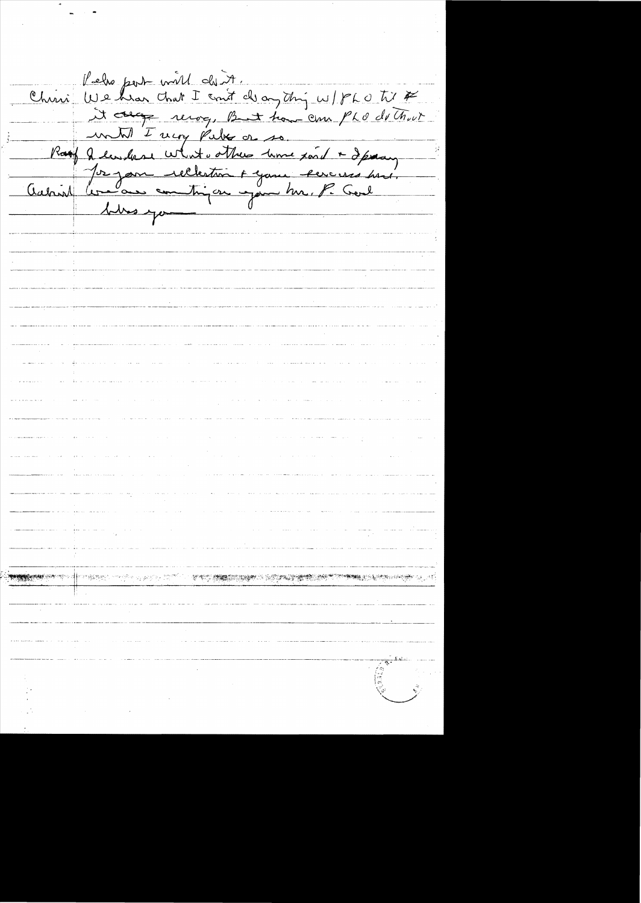Pedro [?] will do it.

Chirac: We hear that I can't do anything w/ PLO til it accepts recog. But how can PLO do that until I recog Pales or so.

Rauf: I endorse what others have said & [?] for your selection & your success here.

Gabriel: We are counting on you Mr. P. God bless you